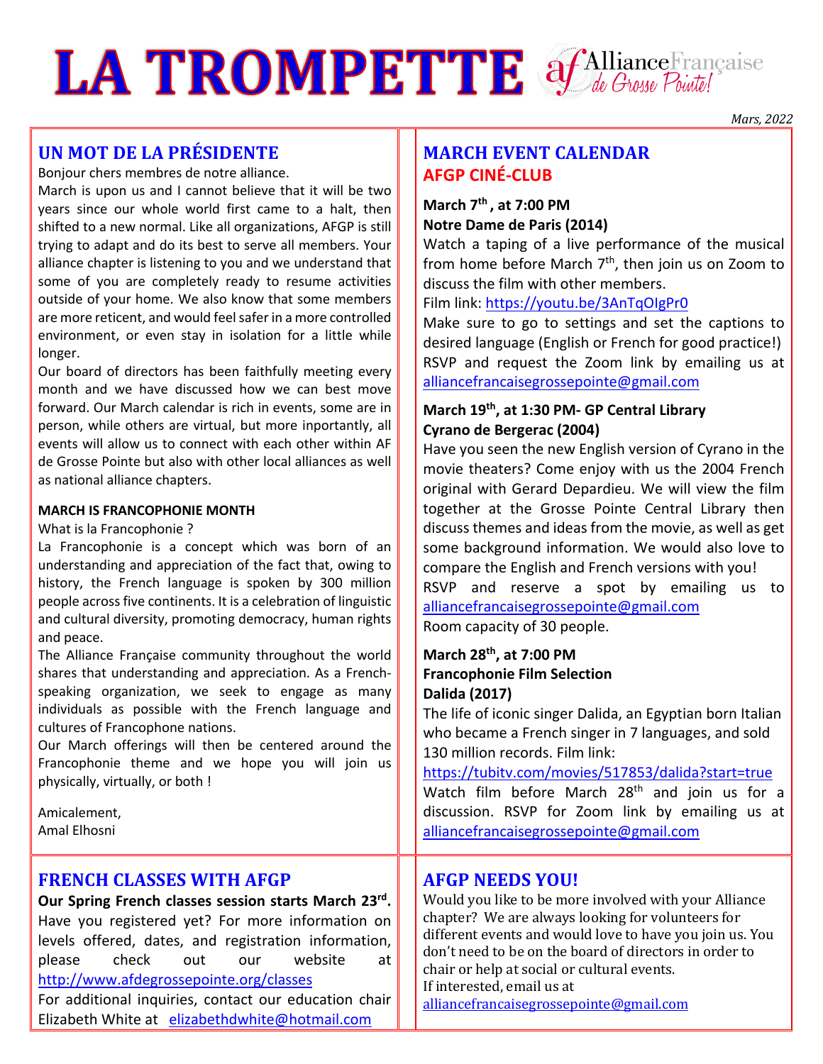# LA TROMPETTE

Alliance Française de Grosse Pointe!

*Mars, 2022*

## UN MOT DE LA PRÉSIDENTE

Bonjour chers membres de notre alliance.

March is upon us and I cannot believe that it will be two years since our whole world first came to a halt, then shifted to a new normal. Like all organizations, AFGP is still trying to adapt and do its best to serve all members. Your alliance chapter is listening to you and we understand that some of you are completely ready to resume activities outside of your home. We also know that some members are more reticent, and would feel safer in a more controlled environment, or even stay in isolation for a little while longer.

Our board of directors has been faithfully meeting every month and we have discussed how we can best move forward. Our March calendar is rich in events, some are in person, while others are virtual, but more inportantly, all events will allow us to connect with each other within AF de Grosse Pointe but also with other local alliances as well as national alliance chapters.

**MARCH IS FRANCOPHONIE MONTH**

What is la Francophonie ?

La Francophonie is a concept which was born of an understanding and appreciation of the fact that, owing to history, the French language is spoken by 300 million people across five continents. It is a celebration of linguistic and cultural diversity, promoting democracy, human rights and peace.

The Alliance Française community throughout the world shares that understanding and appreciation. As a French-speaking organization, we seek to engage as many individuals as possible with the French language and cultures of Francophone nations.

Our March offerings will then be centered around the Francophonie theme and we hope you will join us physically, virtually, or both !

Amicalement,
Amal Elhosni

## MARCH EVENT CALENDAR

## AFGP CINÉ-CLUB

**March 7th , at 7:00 PM**
**Notre Dame de Paris (2014)**

Watch a taping of a live performance of the musical from home before March 7th, then join us on Zoom to discuss the film with other members.

Film link: https://youtu.be/3AnTqOIgPr0

Make sure to go to settings and set the captions to desired language (English or French for good practice!) RSVP and request the Zoom link by emailing us at alliancefrancaisegrossepointe@gmail.com

**March 19th, at 1:30 PM- GP Central Library**
**Cyrano de Bergerac (2004)**

Have you seen the new English version of Cyrano in the movie theaters? Come enjoy with us the 2004 French original with Gerard Depardieu. We will view the film together at the Grosse Pointe Central Library then discuss themes and ideas from the movie, as well as get some background information. We would also love to compare the English and French versions with you!

RSVP and reserve a spot by emailing us to alliancefrancaisegrossepointe@gmail.com

Room capacity of 30 people.

**March 28th, at 7:00 PM**
**Francophonie Film Selection**
**Dalida (2017)**

The life of iconic singer Dalida, an Egyptian born Italian who became a French singer in 7 languages, and sold 130 million records. Film link:

https://tubitv.com/movies/517853/dalida?start=true

Watch film before March 28th and join us for a discussion. RSVP for Zoom link by emailing us at alliancefrancaisegrossepointe@gmail.com

## FRENCH CLASSES WITH AFGP

**Our Spring French classes session starts March 23rd.**

Have you registered yet? For more information on levels offered, dates, and registration information, please check out our website at http://www.afdegrossepointe.org/classes

For additional inquiries, contact our education chair Elizabeth White at elizabethdwhite@hotmail.com

## AFGP NEEDS YOU!

Would you like to be more involved with your Alliance chapter? We are always looking for volunteers for different events and would love to have you join us. You don't need to be on the board of directors in order to chair or help at social or cultural events.

If interested, email us at alliancefrancaisegrossepointe@gmail.com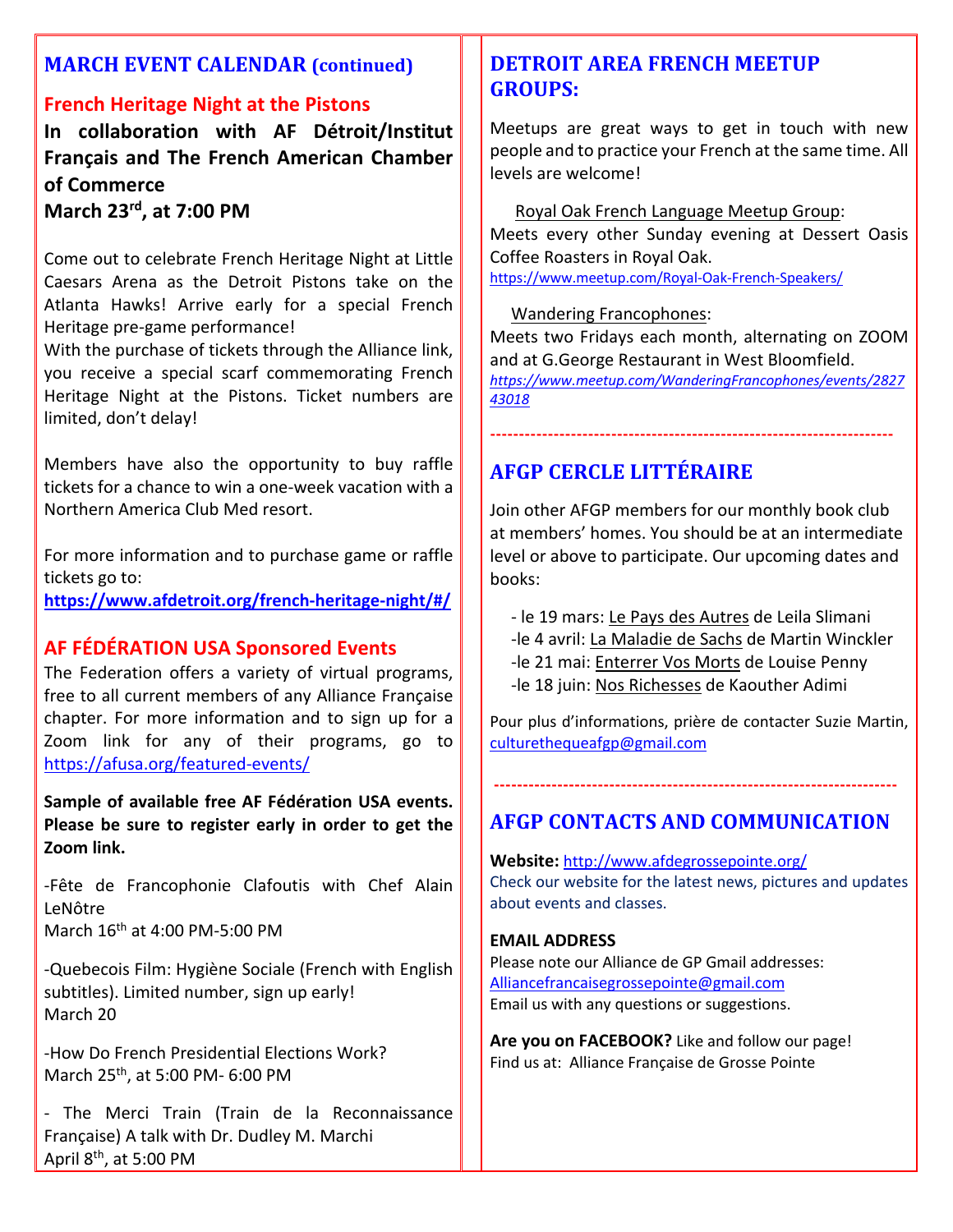## MARCH EVENT CALENDAR (continued)

### French Heritage Night at the Pistons

**In collaboration with AF Détroit/Institut Français and The French American Chamber of Commerce**

**March 23rd, at 7:00 PM**

Come out to celebrate French Heritage Night at Little Caesars Arena as the Detroit Pistons take on the Atlanta Hawks! Arrive early for a special French Heritage pre-game performance!
With the purchase of tickets through the Alliance link, you receive a special scarf commemorating French Heritage Night at the Pistons. Ticket numbers are limited, don't delay!

Members have also the opportunity to buy raffle tickets for a chance to win a one-week vacation with a Northern America Club Med resort.

For more information and to purchase game or raffle tickets go to:
**https://www.afdetroit.org/french-heritage-night/#/**

### AF FÉDÉRATION USA Sponsored Events

The Federation offers a variety of virtual programs, free to all current members of any Alliance Française chapter. For more information and to sign up for a Zoom link for any of their programs, go to https://afusa.org/featured-events/

**Sample of available free AF Fédération USA events. Please be sure to register early in order to get the Zoom link.**

-Fête de Francophonie Clafoutis with Chef Alain LeNôtre
March 16th at 4:00 PM-5:00 PM

-Quebecois Film: Hygiène Sociale (French with English subtitles). Limited number, sign up early!
March 20

-How Do French Presidential Elections Work?
March 25th, at 5:00 PM- 6:00 PM

- The Merci Train (Train de la Reconnaissance Française) A talk with Dr. Dudley M. Marchi
April 8th, at 5:00 PM

## DETROIT AREA FRENCH MEETUP GROUPS:

Meetups are great ways to get in touch with new people and to practice your French at the same time. All levels are welcome!

Royal Oak French Language Meetup Group:
Meets every other Sunday evening at Dessert Oasis Coffee Roasters in Royal Oak.
https://www.meetup.com/Royal-Oak-French-Speakers/

Wandering Francophones:
Meets two Fridays each month, alternating on ZOOM and at G.George Restaurant in West Bloomfield.
*https://www.meetup.com/WanderingFrancophones/events/282743018*

---

## AFGP CERCLE LITTÉRAIRE

Join other AFGP members for our monthly book club at members' homes. You should be at an intermediate level or above to participate. Our upcoming dates and books:

- le 19 mars: Le Pays des Autres de Leila Slimani
- le 4 avril: La Maladie de Sachs de Martin Winckler
- le 21 mai: Enterrer Vos Morts de Louise Penny
- le 18 juin: Nos Richesses de Kaouther Adimi

Pour plus d'informations, prière de contacter Suzie Martin, culturethequeafgp@gmail.com

---

## AFGP CONTACTS AND COMMUNICATION

**Website:** http://www.afdegrossepointe.org/
Check our website for the latest news, pictures and updates about events and classes.

**EMAIL ADDRESS**
Please note our Alliance de GP Gmail addresses:
Alliancefrancaisegrossepointe@gmail.com
Email us with any questions or suggestions.

**Are you on FACEBOOK?** Like and follow our page!
Find us at: Alliance Française de Grosse Pointe